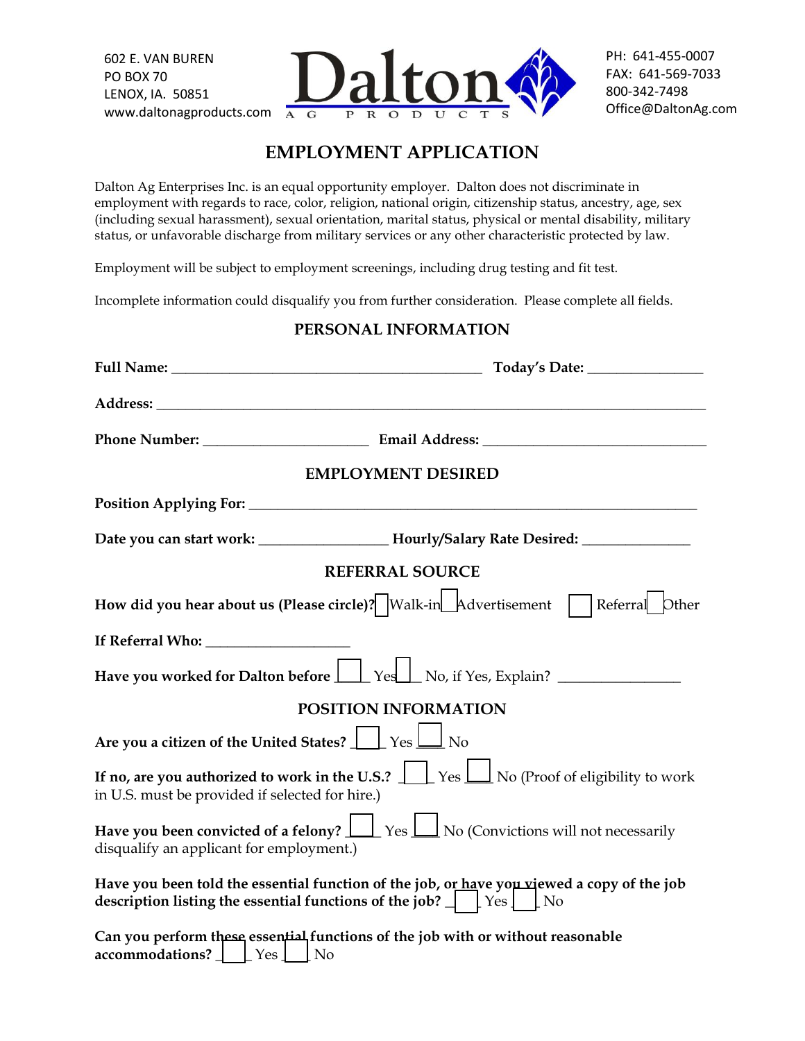602 E. VAN BUREN
PO BOX 70
LENOX, IA. 50851
www.daltonagproducts.com

**Dalton** AG PRODUCTS

PH: 641-455-0007
FAX: 641-569-7033
800-342-7498
Office@DaltonAg.com

# EMPLOYMENT APPLICATION

Dalton Ag Enterprises Inc. is an equal opportunity employer. Dalton does not discriminate in employment with regards to race, color, religion, national origin, citizenship status, ancestry, age, sex (including sexual harassment), sexual orientation, marital status, physical or mental disability, military status, or unfavorable discharge from military services or any other characteristic protected by law.

Employment will be subject to employment screenings, including drug testing and fit test.

Incomplete information could disqualify you from further consideration. Please complete all fields.

## PERSONAL INFORMATION

**Full Name:** ___________________________________________ **Today's Date:** _______________

**Address:** ____________________________________________________________________________

**Phone Number:** ______________________ **Email Address:** ______________________________

## EMPLOYMENT DESIRED

**Position Applying For:** ______________________________________________________________

**Date you can start work:** _________________ **Hourly/Salary Rate Desired:** _______________

## REFERRAL SOURCE

**How did you hear about us (Please circle)?** ☐ Walk-in ☐ Advertisement ☐ Referral ☐ Other

**If Referral Who:** ____________________

**Have you worked for Dalton before** ☐ Yes ☐ No, if Yes, Explain? ________________

## POSITION INFORMATION

**Are you a citizen of the United States?** ☐ Yes ☐ No

**If no, are you authorized to work in the U.S.?** ☐ Yes ☐ No (Proof of eligibility to work in U.S. must be provided if selected for hire.)

**Have you been convicted of a felony?** ☐ Yes ☐ No (Convictions will not necessarily disqualify an applicant for employment.)

**Have you been told the essential function of the job, or have you viewed a copy of the job description listing the essential functions of the job?** ☐ Yes ☐ No

**Can you perform these essential functions of the job with or without reasonable accommodations?** ☐ Yes ☐ No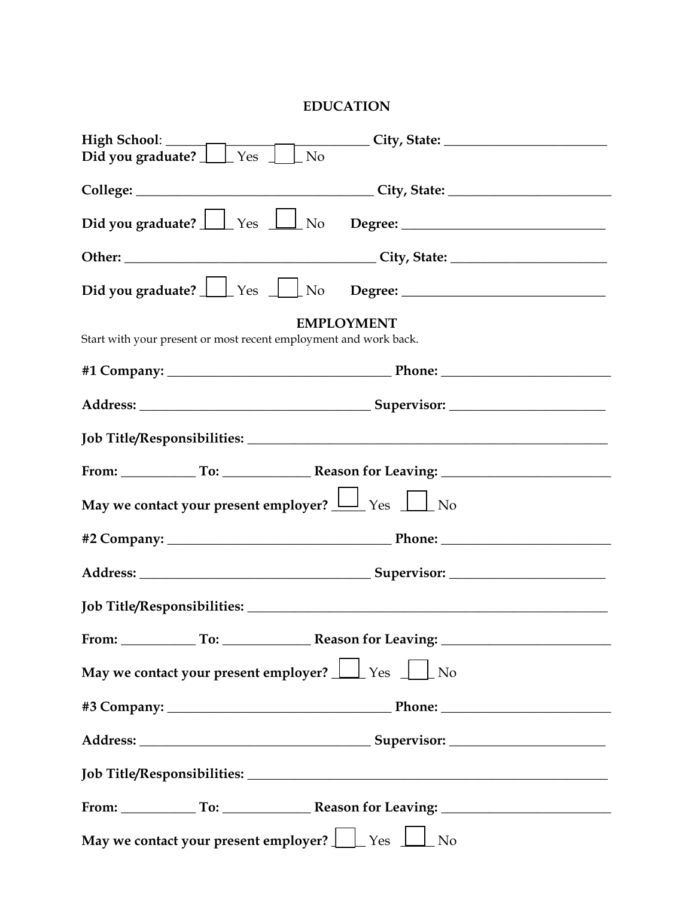## EDUCATION

**High School**: ______________________________ **City, State:** ________________________
**Did you graduate?** ☐ Yes ☐ No

**College:** ___________________________________ **City, State:** ________________________

**Did you graduate?** ☐ Yes ☐ No **Degree:** ______________________________

**Other:** _____________________________________ **City, State:** _______________________

**Did you graduate?** ☐ Yes ☐ No **Degree:** ______________________________

## EMPLOYMENT

Start with your present or most recent employment and work back.

**#1 Company:** _________________________________ **Phone:** _________________________

**Address:** __________________________________ **Supervisor:** _______________________

**Job Title/Responsibilities:** ______________________________________________________

**From:** __________ **To:** ____________ **Reason for Leaving:** ________________________

**May we contact your present employer?** ☐ Yes ☐ No

**#2 Company:** _________________________________ **Phone:** _________________________

**Address:** __________________________________ **Supervisor:** _______________________

**Job Title/Responsibilities:** ______________________________________________________

**From:** __________ **To:** ____________ **Reason for Leaving:** ________________________

**May we contact your present employer?** ☐ Yes ☐ No

**#3 Company:** _________________________________ **Phone:** _________________________

**Address:** __________________________________ **Supervisor:** _______________________

**Job Title/Responsibilities:** ______________________________________________________

**From:** __________ **To:** ____________ **Reason for Leaving:** ________________________

**May we contact your present employer?** ☐ Yes ☐ No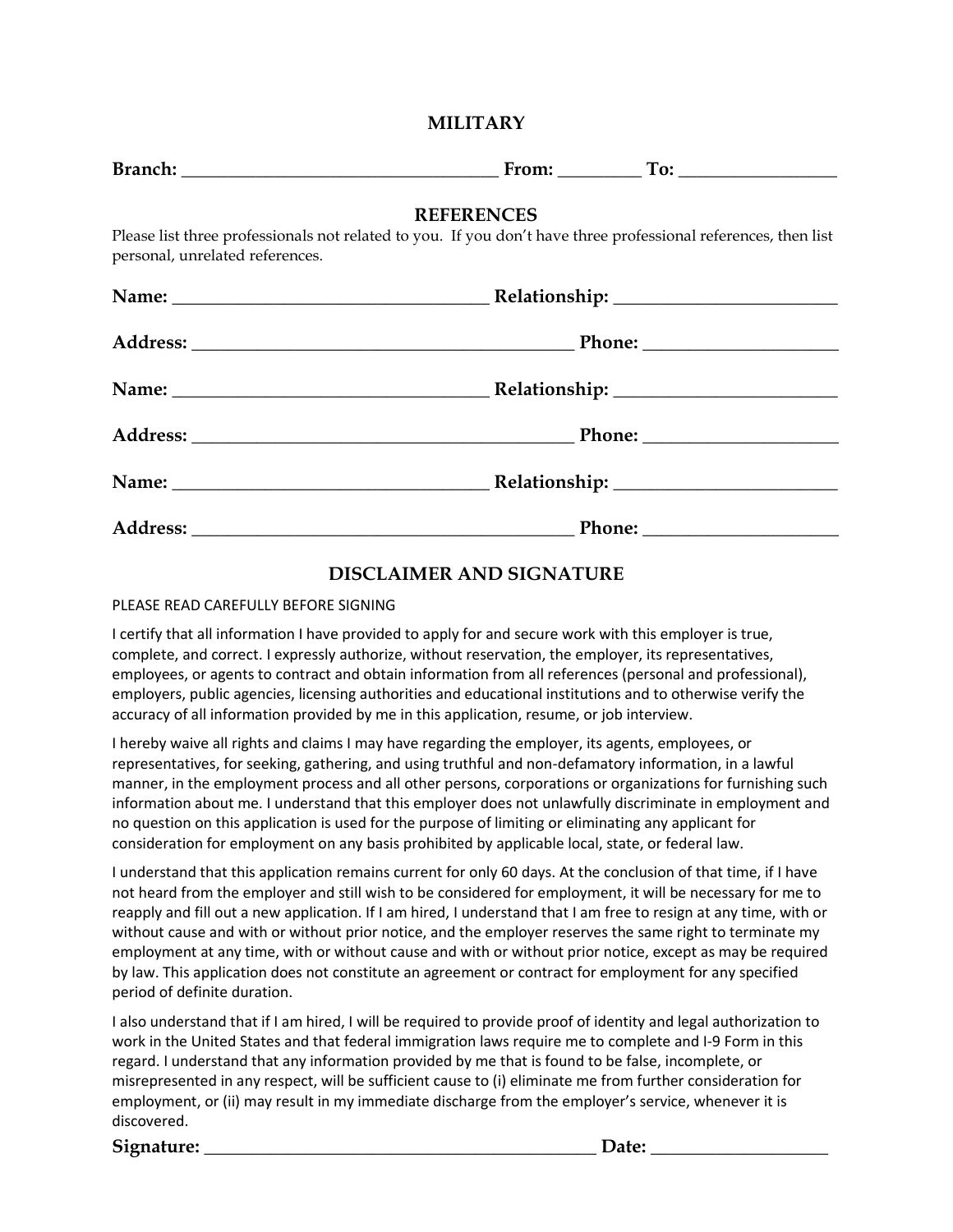## MILITARY

**Branch:** ___________________________________ **From:** _________ **To:** _________________

## REFERENCES

Please list three professionals not related to you. If you don't have three professional references, then list personal, unrelated references.

**Name:** _________________________________ **Relationship:** ________________________

**Address:** __________________________________________ **Phone:** _____________________

**Name:** _________________________________ **Relationship:** ________________________

**Address:** __________________________________________ **Phone:** _____________________

**Name:** _________________________________ **Relationship:** ________________________

**Address:** __________________________________________ **Phone:** _____________________

## DISCLAIMER AND SIGNATURE

PLEASE READ CAREFULLY BEFORE SIGNING

I certify that all information I have provided to apply for and secure work with this employer is true, complete, and correct. I expressly authorize, without reservation, the employer, its representatives, employees, or agents to contract and obtain information from all references (personal and professional), employers, public agencies, licensing authorities and educational institutions and to otherwise verify the accuracy of all information provided by me in this application, resume, or job interview.

I hereby waive all rights and claims I may have regarding the employer, its agents, employees, or representatives, for seeking, gathering, and using truthful and non-defamatory information, in a lawful manner, in the employment process and all other persons, corporations or organizations for furnishing such information about me. I understand that this employer does not unlawfully discriminate in employment and no question on this application is used for the purpose of limiting or eliminating any applicant for consideration for employment on any basis prohibited by applicable local, state, or federal law.

I understand that this application remains current for only 60 days. At the conclusion of that time, if I have not heard from the employer and still wish to be considered for employment, it will be necessary for me to reapply and fill out a new application. If I am hired, I understand that I am free to resign at any time, with or without cause and with or without prior notice, and the employer reserves the same right to terminate my employment at any time, with or without cause and with or without prior notice, except as may be required by law. This application does not constitute an agreement or contract for employment for any specified period of definite duration.

I also understand that if I am hired, I will be required to provide proof of identity and legal authorization to work in the United States and that federal immigration laws require me to complete and I-9 Form in this regard. I understand that any information provided by me that is found to be false, incomplete, or misrepresented in any respect, will be sufficient cause to (i) eliminate me from further consideration for employment, or (ii) may result in my immediate discharge from the employer's service, whenever it is discovered.

**Signature:** ____________________________________________ **Date:** ___________________